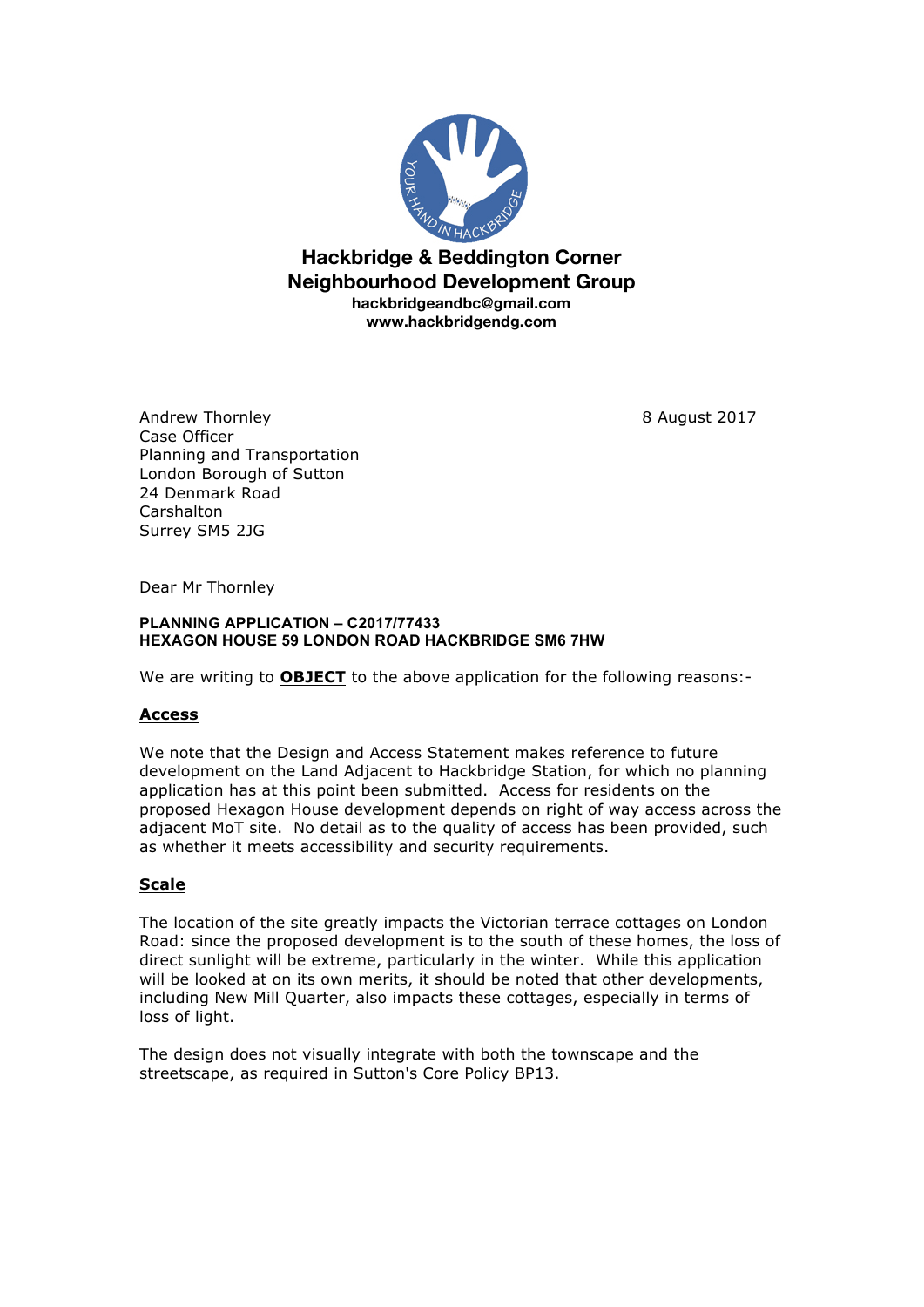# Hackbridge & Beddington Corner Neighbourhood Development Group

**hackbridgeandbc@gmail.com**
**www.hackbridgendg.com**

Andrew Thornley
Case Officer
Planning and Transportation
London Borough of Sutton
24 Denmark Road
Carshalton
Surrey SM5 2JG

8 August 2017

Dear Mr Thornley

**PLANNING APPLICATION – C2017/77433**
**HEXAGON HOUSE 59 LONDON ROAD HACKBRIDGE SM6 7HW**

We are writing to **OBJECT** to the above application for the following reasons:-

## Access

We note that the Design and Access Statement makes reference to future development on the Land Adjacent to Hackbridge Station, for which no planning application has at this point been submitted. Access for residents on the proposed Hexagon House development depends on right of way access across the adjacent MoT site. No detail as to the quality of access has been provided, such as whether it meets accessibility and security requirements.

## Scale

The location of the site greatly impacts the Victorian terrace cottages on London Road: since the proposed development is to the south of these homes, the loss of direct sunlight will be extreme, particularly in the winter. While this application will be looked at on its own merits, it should be noted that other developments, including New Mill Quarter, also impacts these cottages, especially in terms of loss of light.

The design does not visually integrate with both the townscape and the streetscape, as required in Sutton's Core Policy BP13.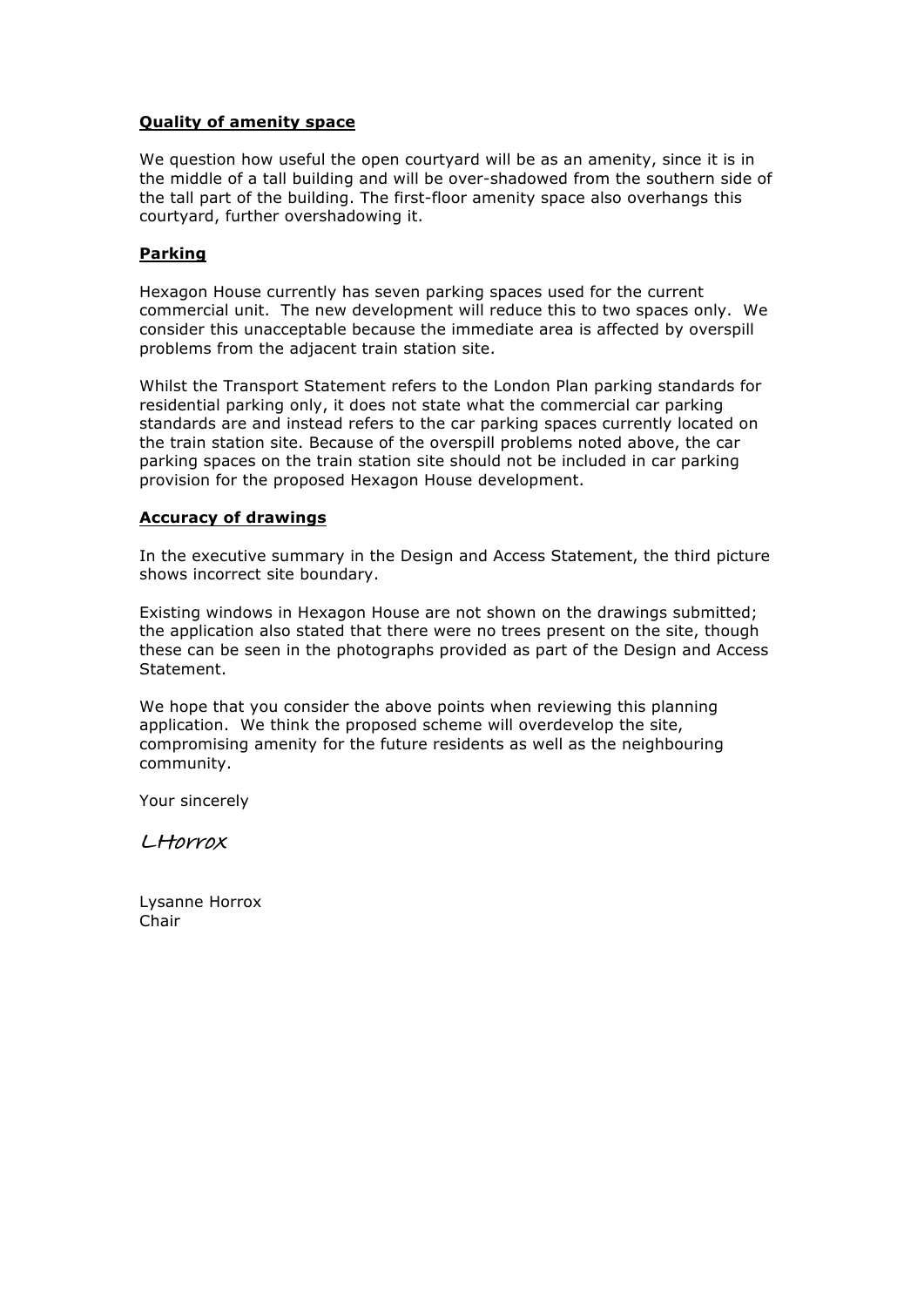**Quality of amenity space**

We question how useful the open courtyard will be as an amenity, since it is in the middle of a tall building and will be over-shadowed from the southern side of the tall part of the building. The first-floor amenity space also overhangs this courtyard, further overshadowing it.

**Parking**

Hexagon House currently has seven parking spaces used for the current commercial unit. The new development will reduce this to two spaces only. We consider this unacceptable because the immediate area is affected by overspill problems from the adjacent train station site.

Whilst the Transport Statement refers to the London Plan parking standards for residential parking only, it does not state what the commercial car parking standards are and instead refers to the car parking spaces currently located on the train station site. Because of the overspill problems noted above, the car parking spaces on the train station site should not be included in car parking provision for the proposed Hexagon House development.

**Accuracy of drawings**

In the executive summary in the Design and Access Statement, the third picture shows incorrect site boundary.

Existing windows in Hexagon House are not shown on the drawings submitted; the application also stated that there were no trees present on the site, though these can be seen in the photographs provided as part of the Design and Access Statement.

We hope that you consider the above points when reviewing this planning application. We think the proposed scheme will overdevelop the site, compromising amenity for the future residents as well as the neighbouring community.

Your sincerely

*LHorrox*

Lysanne Horrox
Chair